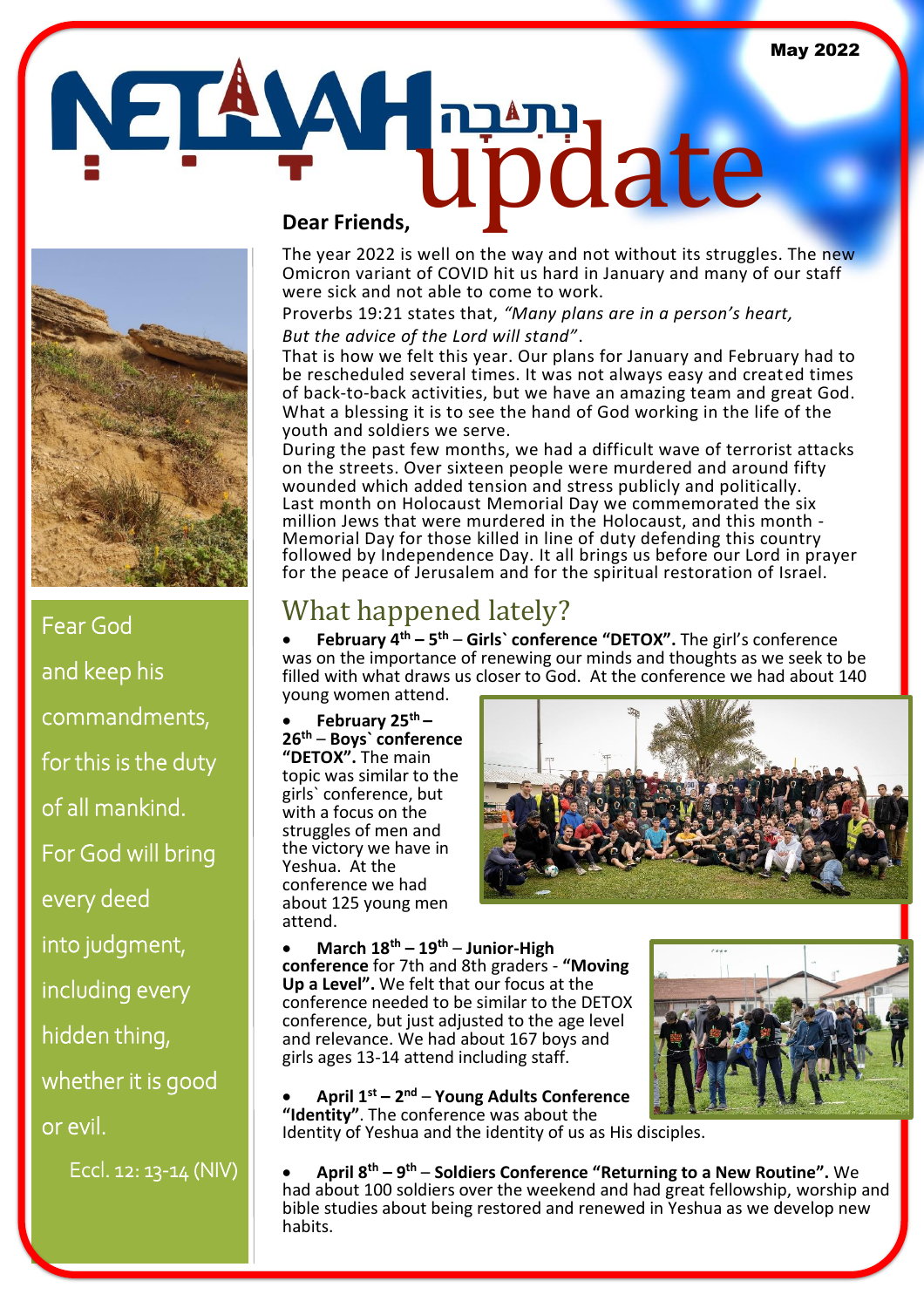May 2022

# NETIVAH נְתִיבָה update

**Dear Friends,**

The year 2022 is well on the way and not without its struggles. The new Omicron variant of COVID hit us hard in January and many of our staff were sick and not able to come to work.

Proverbs 19:21 states that, *"Many plans are in a person's heart, But the advice of the Lord will stand"*.

That is how we felt this year. Our plans for January and February had to be rescheduled several times. It was not always easy and created times of back-to-back activities, but we have an amazing team and great God. What a blessing it is to see the hand of God working in the life of the youth and soldiers we serve.

During the past few months, we had a difficult wave of terrorist attacks on the streets. Over sixteen people were murdered and around fifty wounded which added tension and stress publicly and politically.

Last month on Holocaust Memorial Day we commemorated the six million Jews that were murdered in the Holocaust, and this month - Memorial Day for those killed in line of duty defending this country followed by Independence Day. It all brings us before our Lord in prayer for the peace of Jerusalem and for the spiritual restoration of Israel.

Fear God and keep his commandments, for this is the duty of all mankind. For God will bring every deed into judgment, including every hidden thing, whether it is good or evil.

Eccl. 12: 13-14 (NIV)

## What happened lately?

- **February 4th – 5th** – **Girls` conference "DETOX".** The girl's conference was on the importance of renewing our minds and thoughts as we seek to be filled with what draws us closer to God. At the conference we had about 140 young women attend.
- **February 25th – 26th** – **Boys` conference "DETOX".** The main topic was similar to the girls` conference, but with a focus on the struggles of men and the victory we have in Yeshua. At the conference we had about 125 young men attend.
- **March 18th – 19th** – **Junior-High conference** for 7th and 8th graders - **"Moving Up a Level".** We felt that our focus at the conference needed to be similar to the DETOX conference, but just adjusted to the age level and relevance. We had about 167 boys and girls ages 13-14 attend including staff.
- **April 1st – 2nd** – **Young Adults Conference "Identity"**. The conference was about the Identity of Yeshua and the identity of us as His disciples.
- **April 8th – 9th** – **Soldiers Conference "Returning to a New Routine".** We had about 100 soldiers over the weekend and had great fellowship, worship and bible studies about being restored and renewed in Yeshua as we develop new habits.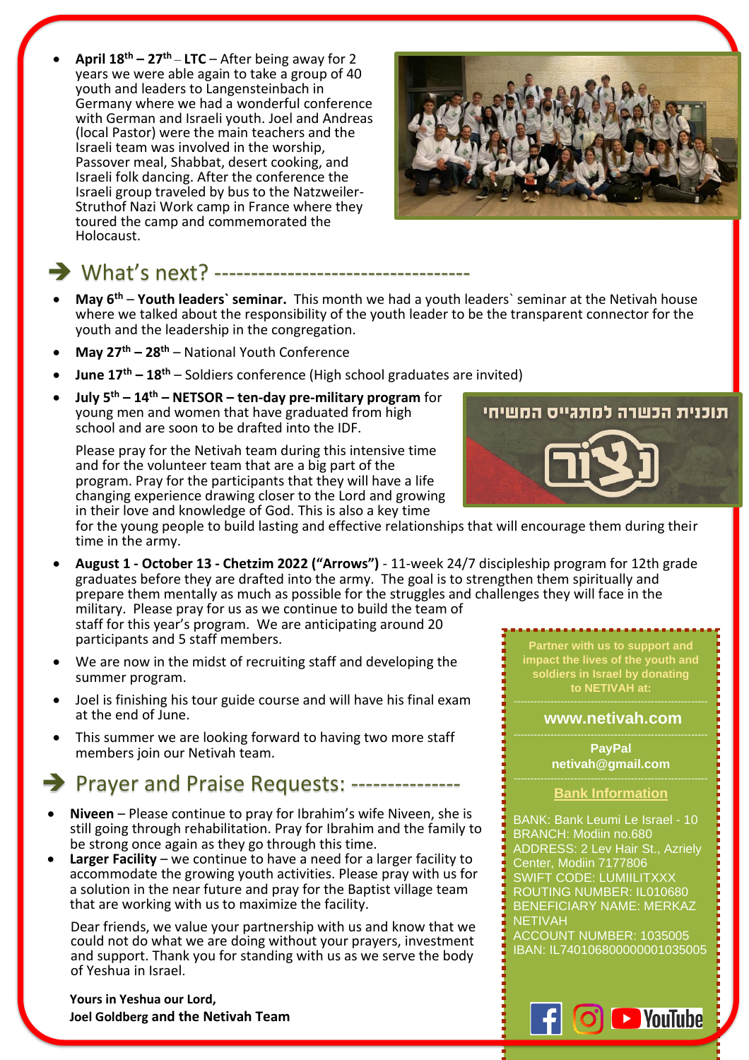- **April 18th – 27th – LTC** – After being away for 2 years we were able again to take a group of 40 youth and leaders to Langensteinbach in Germany where we had a wonderful conference with German and Israeli youth. Joel and Andreas (local Pastor) were the main teachers and the Israeli team was involved in the worship, Passover meal, Shabbat, desert cooking, and Israeli folk dancing. After the conference the Israeli group traveled by bus to the Natzweiler-Struthof Nazi Work camp in France where they toured the camp and commemorated the Holocaust.

## ➔ What's next? -----------------------------------

- **May 6th – Youth leaders` seminar.** This month we had a youth leaders` seminar at the Netivah house where we talked about the responsibility of the youth leader to be the transparent connector for the youth and the leadership in the congregation.
- **May 27th – 28th** – National Youth Conference
- **June 17th – 18th** – Soldiers conference (High school graduates are invited)
- **July 5th – 14th – NETSOR – ten-day pre-military program** for young men and women that have graduated from high school and are soon to be drafted into the IDF.

  תוכנית הכשרה למתגייס המשיחי

  נצור

  Please pray for the Netivah team during this intensive time and for the volunteer team that are a big part of the program. Pray for the participants that they will have a life changing experience drawing closer to the Lord and growing in their love and knowledge of God. This is also a key time for the young people to build lasting and effective relationships that will encourage them during their time in the army.
- **August 1 - October 13 - Chetzim 2022 ("Arrows")** - 11-week 24/7 discipleship program for 12th grade graduates before they are drafted into the army. The goal is to strengthen them spiritually and prepare them mentally as much as possible for the struggles and challenges they will face in the military. Please pray for us as we continue to build the team of staff for this year's program. We are anticipating around 20 participants and 5 staff members.
- We are now in the midst of recruiting staff and developing the summer program.
- Joel is finishing his tour guide course and will have his final exam at the end of June.
- This summer we are looking forward to having two more staff members join our Netivah team.

## ➔ Prayer and Praise Requests: ---------------

- **Niveen** – Please continue to pray for Ibrahim's wife Niveen, she is still going through rehabilitation. Pray for Ibrahim and the family to be strong once again as they go through this time.
- **Larger Facility** – we continue to have a need for a larger facility to accommodate the growing youth activities. Please pray with us for a solution in the near future and pray for the Baptist village team that are working with us to maximize the facility.

Dear friends, we value your partnership with us and know that we could not do what we are doing without your prayers, investment and support. Thank you for standing with us as we serve the body of Yeshua in Israel.

**Yours in Yeshua our Lord,**
**Joel Goldberg and the Netivah Team**

---

**Partner with us to support and impact the lives of the youth and soldiers in Israel by donating to NETIVAH at:**

**www.netivah.com**

**PayPal**
**netivah@gmail.com**

**Bank Information**

BANK: Bank Leumi Le Israel - 10
BRANCH: Modiin no.680
ADDRESS: 2 Lev Hair St., Azriely Center, Modiin 7177806
SWIFT CODE: LUMIILITXXX
ROUTING NUMBER: IL010680
BENEFICIARY NAME: MERKAZ NETIVAH
ACCOUNT NUMBER: 1035005
IBAN: IL740106800000001035005

YouTube